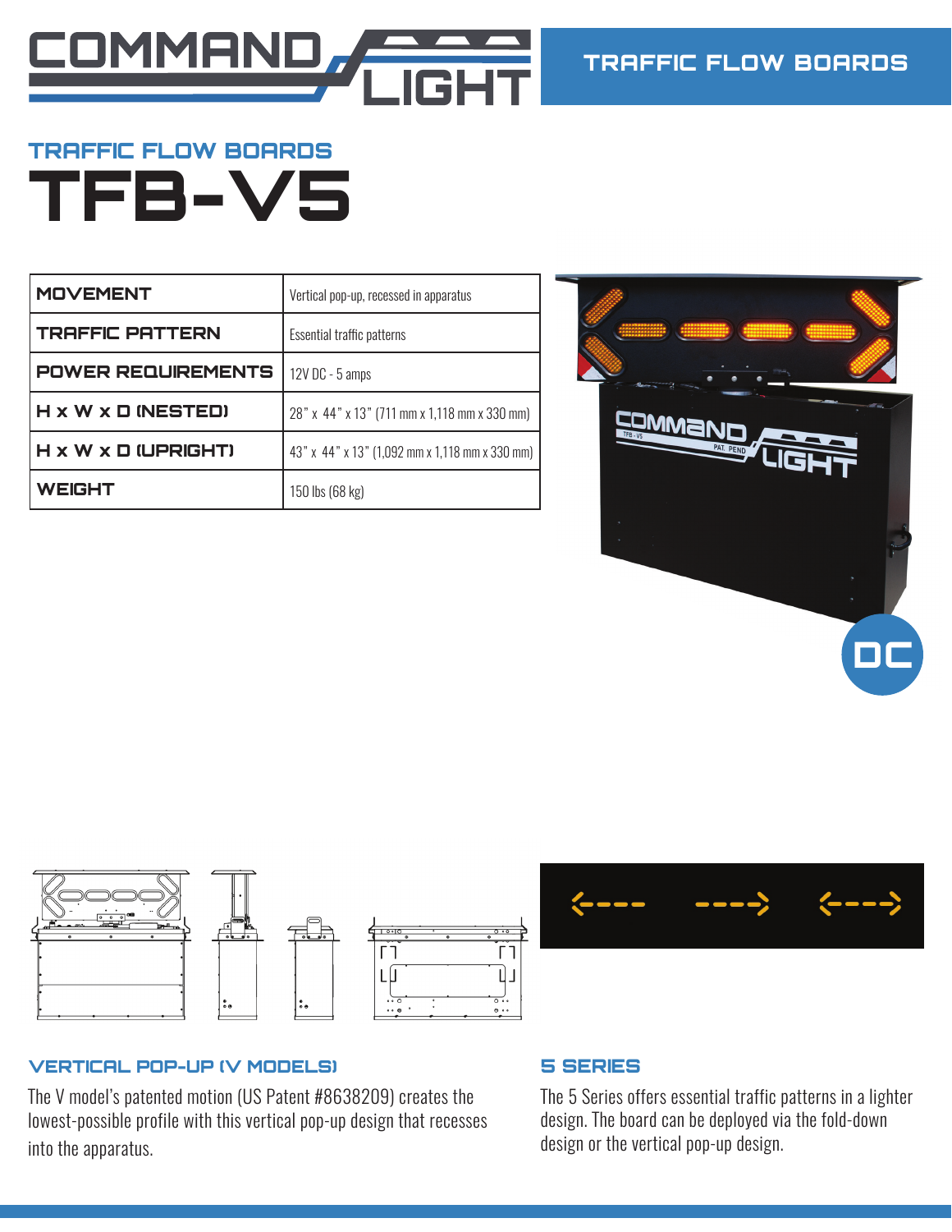# TRAFFIC FLOW BOARDS

## TRAFFIC FLOW BOARDS

# TFB-V5

| | |
|---|---|
| **MOVEMENT** | Vertical pop-up, recessed in apparatus |
| **TRAFFIC PATTERN** | Essential traffic patterns |
| **POWER REQUIREMENTS** | 12V DC - 5 amps |
| **H x W x D (NESTED)** | 28" x 44" x 13" (711 mm x 1,118 mm x 330 mm) |
| **H x W x D (UPRIGHT)** | 43" x 44" x 13" (1,092 mm x 1,118 mm x 330 mm) |
| **WEIGHT** | 150 lbs (68 kg) |

DC

## VERTICAL POP-UP (V MODELS)

The V model's patented motion (US Patent #8638209) creates the lowest-possible profile with this vertical pop-up design that recesses into the apparatus.

## 5 SERIES

The 5 Series offers essential traffic patterns in a lighter design. The board can be deployed via the fold-down design or the vertical pop-up design.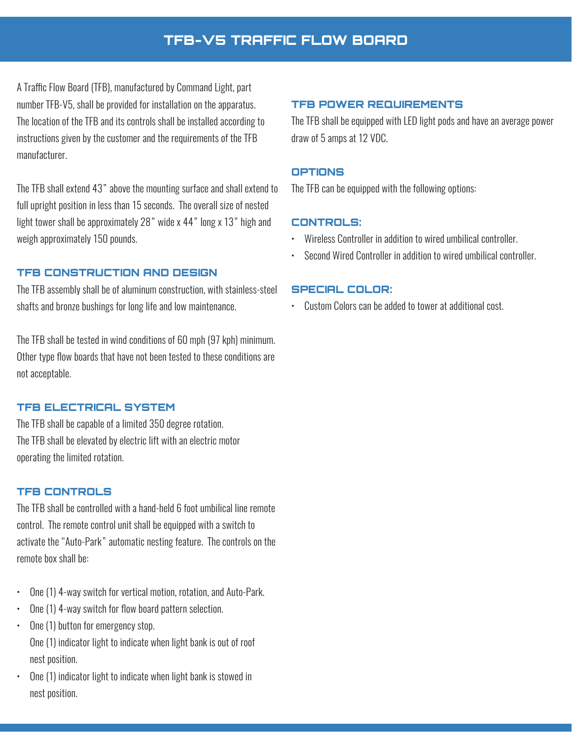# TFB-V5 TRAFFIC FLOW BOARD

A Traffic Flow Board (TFB), manufactured by Command Light, part number TFB-V5, shall be provided for installation on the apparatus. The location of the TFB and its controls shall be installed according to instructions given by the customer and the requirements of the TFB manufacturer.

The TFB shall extend 43” above the mounting surface and shall extend to full upright position in less than 15 seconds. The overall size of nested light tower shall be approximately 28” wide x 44” long x 13” high and weigh approximately 150 pounds.

## TFB CONSTRUCTION AND DESIGN

The TFB assembly shall be of aluminum construction, with stainless-steel shafts and bronze bushings for long life and low maintenance.

The TFB shall be tested in wind conditions of 60 mph (97 kph) minimum. Other type flow boards that have not been tested to these conditions are not acceptable.

## TFB ELECTRICAL SYSTEM

The TFB shall be capable of a limited 350 degree rotation. The TFB shall be elevated by electric lift with an electric motor operating the limited rotation.

## TFB CONTROLS

The TFB shall be controlled with a hand-held 6 foot umbilical line remote control. The remote control unit shall be equipped with a switch to activate the “Auto-Park” automatic nesting feature. The controls on the remote box shall be:

- One (1) 4-way switch for vertical motion, rotation, and Auto-Park.
- One (1) 4-way switch for flow board pattern selection.
- One (1) button for emergency stop.
  One (1) indicator light to indicate when light bank is out of roof nest position.
- One (1) indicator light to indicate when light bank is stowed in nest position.

## TFB POWER REQUIREMENTS

The TFB shall be equipped with LED light pods and have an average power draw of 5 amps at 12 VDC.

## OPTIONS

The TFB can be equipped with the following options:

## CONTROLS:

- Wireless Controller in addition to wired umbilical controller.
- Second Wired Controller in addition to wired umbilical controller.

## SPECIAL COLOR:

- Custom Colors can be added to tower at additional cost.